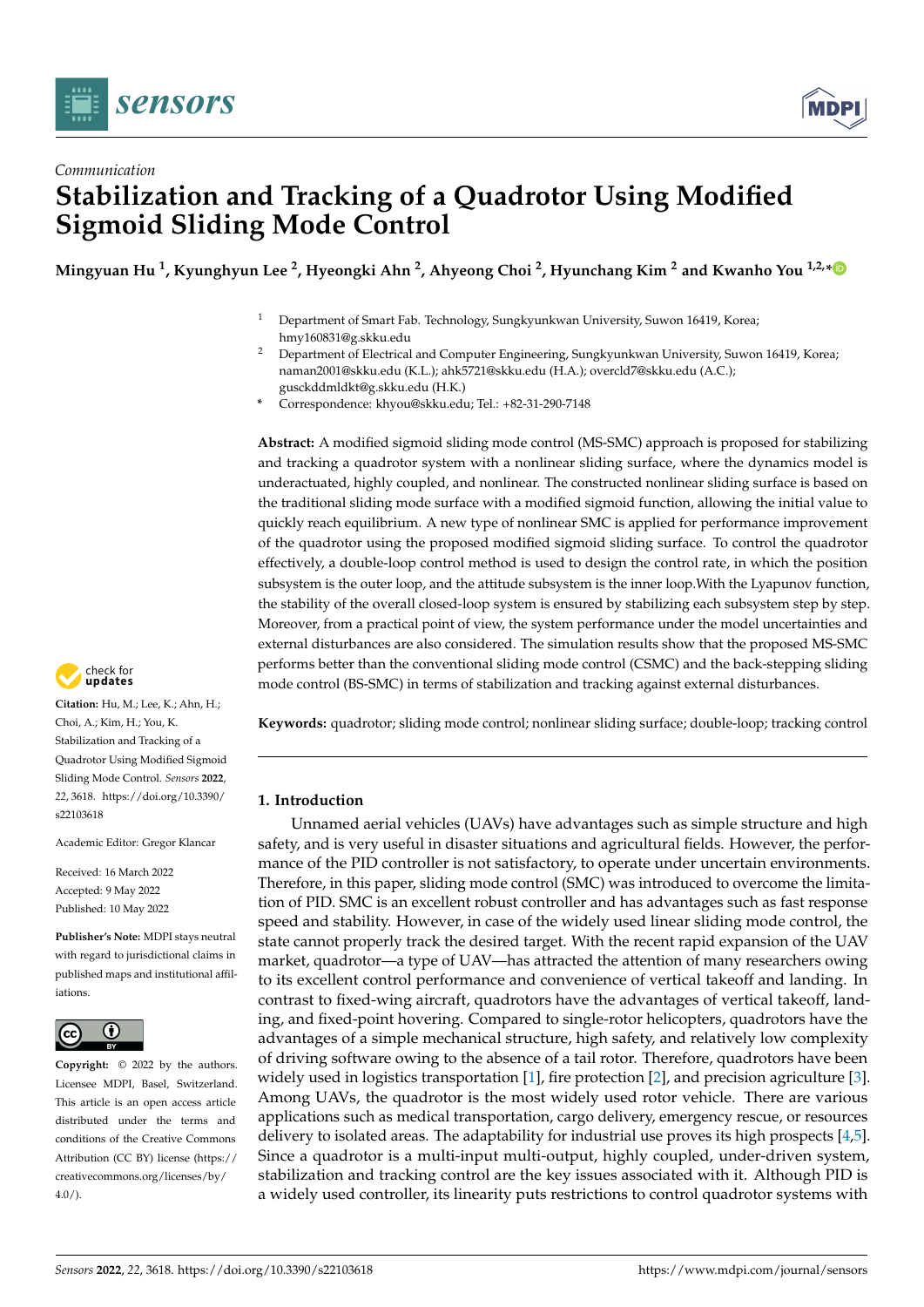*Communication*

# Stabilization and Tracking of a Quadrotor Using Modified Sigmoid Sliding Mode Control

**Mingyuan Hu [1], Kyunghyun Lee [2], Hyeongki Ahn [2], Ahyeong Choi [2], Hyunchang Kim [2] and Kwanho You [1,2,*]**

[1] Department of Smart Fab. Technology, Sungkyunkwan University, Suwon 16419, Korea; hmy160831@g.skku.edu

[2] Department of Electrical and Computer Engineering, Sungkyunkwan University, Suwon 16419, Korea; naman2001@skku.edu (K.L.); ahk5721@skku.edu (H.A.); overcld7@skku.edu (A.C.); gusckddmldkt@g.skku.edu (H.K.)

\* Correspondence: khyou@skku.edu; Tel.: +82-31-290-7148

**Abstract:** A modified sigmoid sliding mode control (MS-SMC) approach is proposed for stabilizing and tracking a quadrotor system with a nonlinear sliding surface, where the dynamics model is underactuated, highly coupled, and nonlinear. The constructed nonlinear sliding surface is based on the traditional sliding mode surface with a modified sigmoid function, allowing the initial value to quickly reach equilibrium. A new type of nonlinear SMC is applied for performance improvement of the quadrotor using the proposed modified sigmoid sliding surface. To control the quadrotor effectively, a double-loop control method is used to design the control rate, in which the position subsystem is the outer loop, and the attitude subsystem is the inner loop.With the Lyapunov function, the stability of the overall closed-loop system is ensured by stabilizing each subsystem step by step. Moreover, from a practical point of view, the system performance under the model uncertainties and external disturbances are also considered. The simulation results show that the proposed MS-SMC performs better than the conventional sliding mode control (CSMC) and the back-stepping sliding mode control (BS-SMC) in terms of stabilization and tracking against external disturbances.

**Keywords:** quadrotor; sliding mode control; nonlinear sliding surface; double-loop; tracking control

**Citation:** Hu, M.; Lee, K.; Ahn, H.; Choi, A.; Kim, H.; You, K. Stabilization and Tracking of a Quadrotor Using Modified Sigmoid Sliding Mode Control. *Sensors* **2022**, *22*, 3618. https://doi.org/10.3390/s22103618

Academic Editor: Gregor Klancar

Received: 16 March 2022
Accepted: 9 May 2022
Published: 10 May 2022

**Publisher's Note:** MDPI stays neutral with regard to jurisdictional claims in published maps and institutional affiliations.

**Copyright:** © 2022 by the authors. Licensee MDPI, Basel, Switzerland. This article is an open access article distributed under the terms and conditions of the Creative Commons Attribution (CC BY) license (https://creativecommons.org/licenses/by/4.0/).

## 1. Introduction

Unnamed aerial vehicles (UAVs) have advantages such as simple structure and high safety, and is very useful in disaster situations and agricultural fields. However, the performance of the PID controller is not satisfactory, to operate under uncertain environments. Therefore, in this paper, sliding mode control (SMC) was introduced to overcome the limitation of PID. SMC is an excellent robust controller and has advantages such as fast response speed and stability. However, in case of the widely used linear sliding mode control, the state cannot properly track the desired target. With the recent rapid expansion of the UAV market, quadrotor—a type of UAV—has attracted the attention of many researchers owing to its excellent control performance and convenience of vertical takeoff and landing. In contrast to fixed-wing aircraft, quadrotors have the advantages of vertical takeoff, landing, and fixed-point hovering. Compared to single-rotor helicopters, quadrotors have the advantages of a simple mechanical structure, high safety, and relatively low complexity of driving software owing to the absence of a tail rotor. Therefore, quadrotors have been widely used in logistics transportation [1], fire protection [2], and precision agriculture [3]. Among UAVs, the quadrotor is the most widely used rotor vehicle. There are various applications such as medical transportation, cargo delivery, emergency rescue, or resources delivery to isolated areas. The adaptability for industrial use proves its high prospects [4,5]. Since a quadrotor is a multi-input multi-output, highly coupled, under-driven system, stabilization and tracking control are the key issues associated with it. Although PID is a widely used controller, its linearity puts restrictions to control quadrotor systems with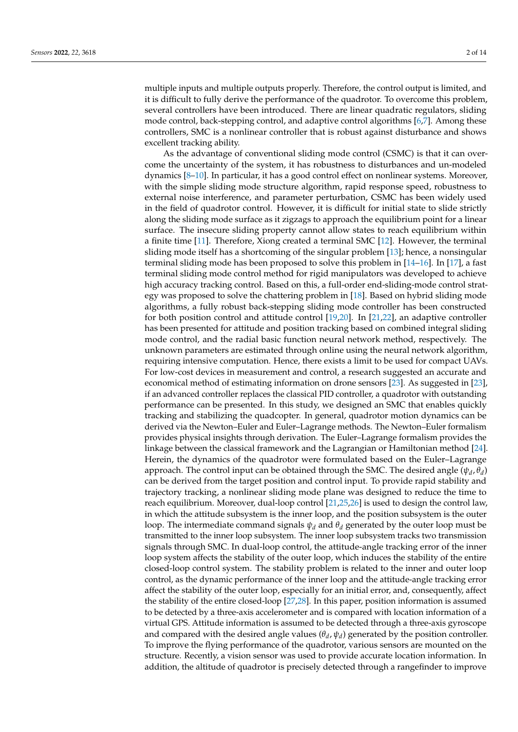multiple inputs and multiple outputs properly. Therefore, the control output is limited, and it is difficult to fully derive the performance of the quadrotor. To overcome this problem, several controllers have been introduced. There are linear quadratic regulators, sliding mode control, back-stepping control, and adaptive control algorithms [6,7]. Among these controllers, SMC is a nonlinear controller that is robust against disturbance and shows excellent tracking ability.

As the advantage of conventional sliding mode control (CSMC) is that it can overcome the uncertainty of the system, it has robustness to disturbances and un-modeled dynamics [8–10]. In particular, it has a good control effect on nonlinear systems. Moreover, with the simple sliding mode structure algorithm, rapid response speed, robustness to external noise interference, and parameter perturbation, CSMC has been widely used in the field of quadrotor control. However, it is difficult for initial state to slide strictly along the sliding mode surface as it zigzags to approach the equilibrium point for a linear surface. The insecure sliding property cannot allow states to reach equilibrium within a finite time [11]. Therefore, Xiong created a terminal SMC [12]. However, the terminal sliding mode itself has a shortcoming of the singular problem [13]; hence, a nonsingular terminal sliding mode has been proposed to solve this problem in [14–16]. In [17], a fast terminal sliding mode control method for rigid manipulators was developed to achieve high accuracy tracking control. Based on this, a full-order end-sliding-mode control strategy was proposed to solve the chattering problem in [18]. Based on hybrid sliding mode algorithms, a fully robust back-stepping sliding mode controller has been constructed for both position control and attitude control [19,20]. In [21,22], an adaptive controller has been presented for attitude and position tracking based on combined integral sliding mode control, and the radial basic function neural network method, respectively. The unknown parameters are estimated through online using the neural network algorithm, requiring intensive computation. Hence, there exists a limit to be used for compact UAVs. For low-cost devices in measurement and control, a research suggested an accurate and economical method of estimating information on drone sensors [23]. As suggested in [23], if an advanced controller replaces the classical PID controller, a quadrotor with outstanding performance can be presented. In this study, we designed an SMC that enables quickly tracking and stabilizing the quadcopter. In general, quadrotor motion dynamics can be derived via the Newton–Euler and Euler–Lagrange methods. The Newton–Euler formalism provides physical insights through derivation. The Euler–Lagrange formalism provides the linkage between the classical framework and the Lagrangian or Hamiltonian method [24]. Herein, the dynamics of the quadrotor were formulated based on the Euler–Lagrange approach. The control input can be obtained through the SMC. The desired angle $(\psi_d, \theta_d)$ can be derived from the target position and control input. To provide rapid stability and trajectory tracking, a nonlinear sliding mode plane was designed to reduce the time to reach equilibrium. Moreover, dual-loop control [21,25,26] is used to design the control law, in which the attitude subsystem is the inner loop, and the position subsystem is the outer loop. The intermediate command signals $\psi_d$ and $\theta_d$ generated by the outer loop must be transmitted to the inner loop subsystem. The inner loop subsystem tracks two transmission signals through SMC. In dual-loop control, the attitude-angle tracking error of the inner loop system affects the stability of the outer loop, which induces the stability of the entire closed-loop control system. The stability problem is related to the inner and outer loop control, as the dynamic performance of the inner loop and the attitude-angle tracking error affect the stability of the outer loop, especially for an initial error, and, consequently, affect the stability of the entire closed-loop [27,28]. In this paper, position information is assumed to be detected by a three-axis accelerometer and is compared with location information of a virtual GPS. Attitude information is assumed to be detected through a three-axis gyroscope and compared with the desired angle values $(\theta_d, \psi_d)$ generated by the position controller. To improve the flying performance of the quadrotor, various sensors are mounted on the structure. Recently, a vision sensor was used to provide accurate location information. In addition, the altitude of quadrotor is precisely detected through a rangefinder to improve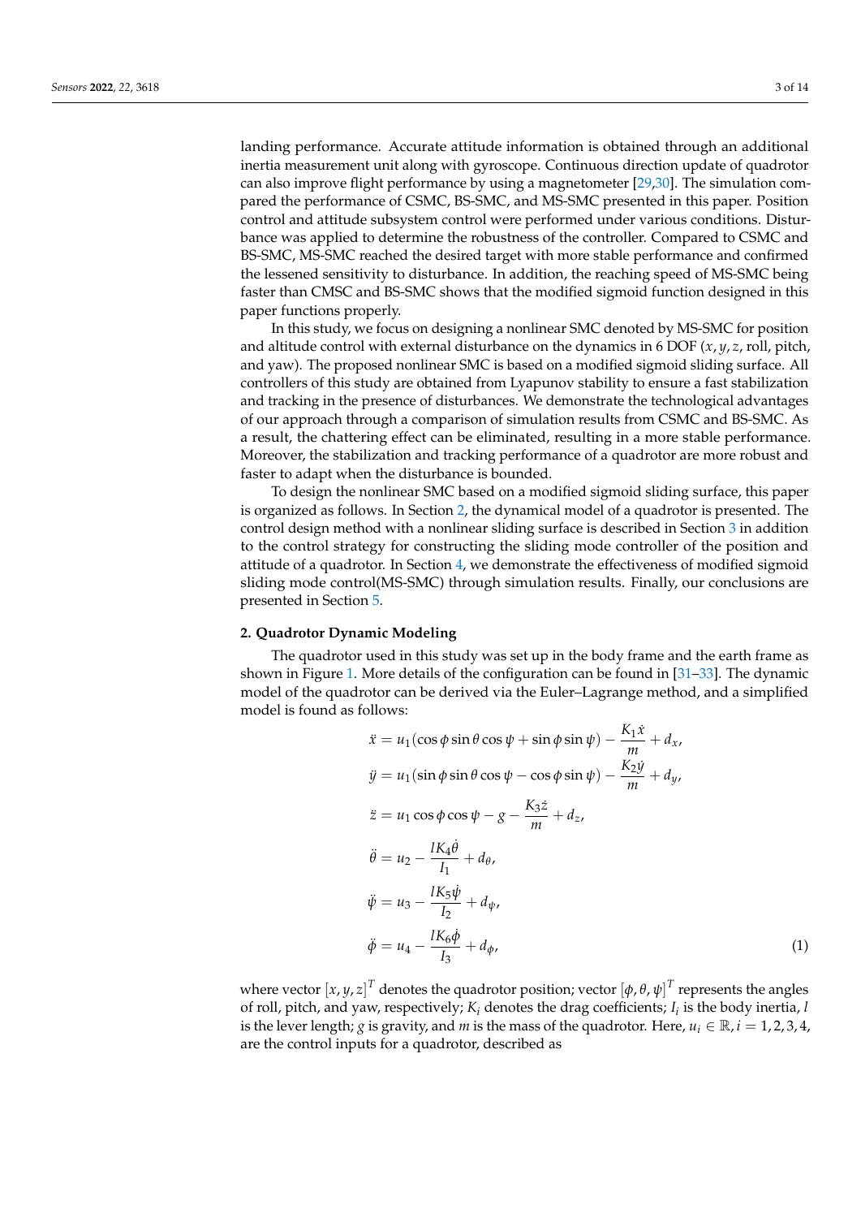landing performance. Accurate attitude information is obtained through an additional inertia measurement unit along with gyroscope. Continuous direction update of quadrotor can also improve flight performance by using a magnetometer [29,30]. The simulation compared the performance of CSMC, BS-SMC, and MS-SMC presented in this paper. Position control and attitude subsystem control were performed under various conditions. Disturbance was applied to determine the robustness of the controller. Compared to CSMC and BS-SMC, MS-SMC reached the desired target with more stable performance and confirmed the lessened sensitivity to disturbance. In addition, the reaching speed of MS-SMC being faster than CMSC and BS-SMC shows that the modified sigmoid function designed in this paper functions properly.

In this study, we focus on designing a nonlinear SMC denoted by MS-SMC for position and altitude control with external disturbance on the dynamics in 6 DOF ($x, y, z$, roll, pitch, and yaw). The proposed nonlinear SMC is based on a modified sigmoid sliding surface. All controllers of this study are obtained from Lyapunov stability to ensure a fast stabilization and tracking in the presence of disturbances. We demonstrate the technological advantages of our approach through a comparison of simulation results from CSMC and BS-SMC. As a result, the chattering effect can be eliminated, resulting in a more stable performance. Moreover, the stabilization and tracking performance of a quadrotor are more robust and faster to adapt when the disturbance is bounded.

To design the nonlinear SMC based on a modified sigmoid sliding surface, this paper is organized as follows. In Section 2, the dynamical model of a quadrotor is presented. The control design method with a nonlinear sliding surface is described in Section 3 in addition to the control strategy for constructing the sliding mode controller of the position and attitude of a quadrotor. In Section 4, we demonstrate the effectiveness of modified sigmoid sliding mode control(MS-SMC) through simulation results. Finally, our conclusions are presented in Section 5.

## 2. Quadrotor Dynamic Modeling

The quadrotor used in this study was set up in the body frame and the earth frame as shown in Figure 1. More details of the configuration can be found in [31–33]. The dynamic model of the quadrotor can be derived via the Euler–Lagrange method, and a simplified model is found as follows:

$$
\begin{aligned}
\ddot{x} &= u_1(\cos\phi \sin\theta \cos\psi + \sin\phi \sin\psi) - \frac{K_1 \dot{x}}{m} + d_x, \\
\ddot{y} &= u_1(\sin\phi \sin\theta \cos\psi - \cos\phi \sin\psi) - \frac{K_2 \dot{y}}{m} + d_y, \\
\ddot{z} &= u_1 \cos\phi \cos\psi - g - \frac{K_3 \dot{z}}{m} + d_z, \\
\ddot{\theta} &= u_2 - \frac{l K_4 \dot{\theta}}{I_1} + d_\theta, \\
\ddot{\psi} &= u_3 - \frac{l K_5 \dot{\psi}}{I_2} + d_\psi, \\
\ddot{\phi} &= u_4 - \frac{l K_6 \dot{\phi}}{I_3} + d_\phi,
\end{aligned}
\tag{1}
$$

where vector $[x, y, z]^T$ denotes the quadrotor position; vector $[\phi, \theta, \psi]^T$ represents the angles of roll, pitch, and yaw, respectively; $K_i$ denotes the drag coefficients; $I_i$ is the body inertia, $l$ is the lever length; $g$ is gravity, and $m$ is the mass of the quadrotor. Here, $u_i \in \mathbb{R}, i = 1, 2, 3, 4$, are the control inputs for a quadrotor, described as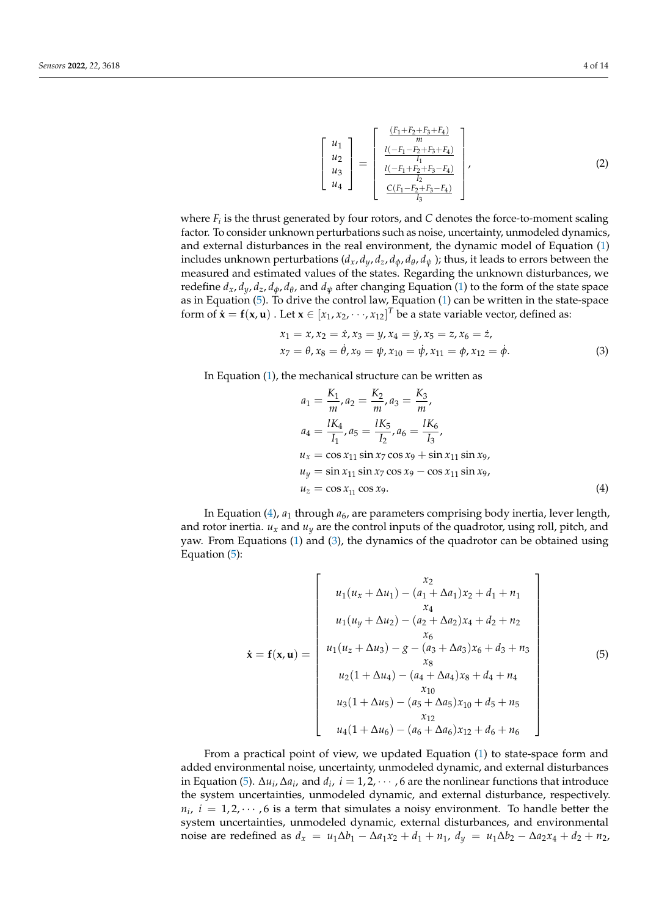$$
\begin{bmatrix} u_1 \\ u_2 \\ u_3 \\ u_4 \end{bmatrix} = \begin{bmatrix} \frac{(F_1+F_2+F_3+F_4)}{m} \\ \frac{l(-F_1-F_2+F_3+F_4)}{I_1} \\ \frac{l(-F_1+F_2+F_3-F_4)}{I_2} \\ \frac{C(F_1-F_2+F_3-F_4)}{I_3} \end{bmatrix}, \tag{2}
$$

where $F_i$ is the thrust generated by four rotors, and $C$ denotes the force-to-moment scaling factor. To consider unknown perturbations such as noise, uncertainty, unmodeled dynamics, and external disturbances in the real environment, the dynamic model of Equation (1) includes unknown perturbations ($d_x, d_y, d_z, d_\phi, d_\theta, d_\psi$ ); thus, it leads to errors between the measured and estimated values of the states. Regarding the unknown disturbances, we redefine $d_x, d_y, d_z, d_\phi, d_\theta$, and $d_\psi$ after changing Equation (1) to the form of the state space as in Equation (5). To drive the control law, Equation (1) can be written in the state-space form of $\dot{\mathbf{x}} = \mathbf{f}(\mathbf{x}, \mathbf{u})$ . Let $\mathbf{x} \in [x_1, x_2, \cdots, x_{12}]^T$ be a state variable vector, defined as:

$$
\begin{aligned}
&x_1 = x, x_2 = \dot{x}, x_3 = y, x_4 = \dot{y}, x_5 = z, x_6 = \dot{z}, \\
&x_7 = \theta, x_8 = \dot{\theta}, x_9 = \psi, x_{10} = \dot{\psi}, x_{11} = \phi, x_{12} = \dot{\phi}.
\end{aligned} \tag{3}
$$

In Equation (1), the mechanical structure can be written as

$$
\begin{aligned}
&a_1 = \frac{K_1}{m}, a_2 = \frac{K_2}{m}, a_3 = \frac{K_3}{m}, \\
&a_4 = \frac{lK_4}{I_1}, a_5 = \frac{lK_5}{I_2}, a_6 = \frac{lK_6}{I_3}, \\
&u_x = \cos x_{11} \sin x_7 \cos x_9 + \sin x_{11} \sin x_9, \\
&u_y = \sin x_{11} \sin x_7 \cos x_9 - \cos x_{11} \sin x_9, \\
&u_z = \cos x_{11} \cos x_9.
\end{aligned} \tag{4}
$$

In Equation (4), $a_1$ through $a_6$, are parameters comprising body inertia, lever length, and rotor inertia. $u_x$ and $u_y$ are the control inputs of the quadrotor, using roll, pitch, and yaw. From Equations (1) and (3), the dynamics of the quadrotor can be obtained using Equation (5):

$$
\dot{\mathbf{x}} = \mathbf{f}(\mathbf{x}, \mathbf{u}) = \begin{bmatrix} x_2 \\ u_1(u_x + \Delta u_1) - (a_1 + \Delta a_1)x_2 + d_1 + n_1 \\ x_4 \\ u_1(u_y + \Delta u_2) - (a_2 + \Delta a_2)x_4 + d_2 + n_2 \\ x_6 \\ u_1(u_z + \Delta u_3) - g - (a_3 + \Delta a_3)x_6 + d_3 + n_3 \\ x_8 \\ u_2(1 + \Delta u_4) - (a_4 + \Delta a_4)x_8 + d_4 + n_4 \\ x_{10} \\ u_3(1 + \Delta u_5) - (a_5 + \Delta a_5)x_{10} + d_5 + n_5 \\ x_{12} \\ u_4(1 + \Delta u_6) - (a_6 + \Delta a_6)x_{12} + d_6 + n_6 \end{bmatrix} \tag{5}
$$

From a practical point of view, we updated Equation (1) to state-space form and added environmental noise, uncertainty, unmodeled dynamic, and external disturbances in Equation (5). $\Delta u_i, \Delta a_i$, and $d_i$, $i = 1, 2, \cdots, 6$ are the nonlinear functions that introduce the system uncertainties, unmodeled dynamic, and external disturbance, respectively. $n_i$, $i = 1, 2, \cdots, 6$ is a term that simulates a noisy environment. To handle better the system uncertainties, unmodeled dynamic, external disturbances, and environmental noise are redefined as $d_x = u_1 \Delta b_1 - \Delta a_1 x_2 + d_1 + n_1$, $d_y = u_1 \Delta b_2 - \Delta a_2 x_4 + d_2 + n_2$,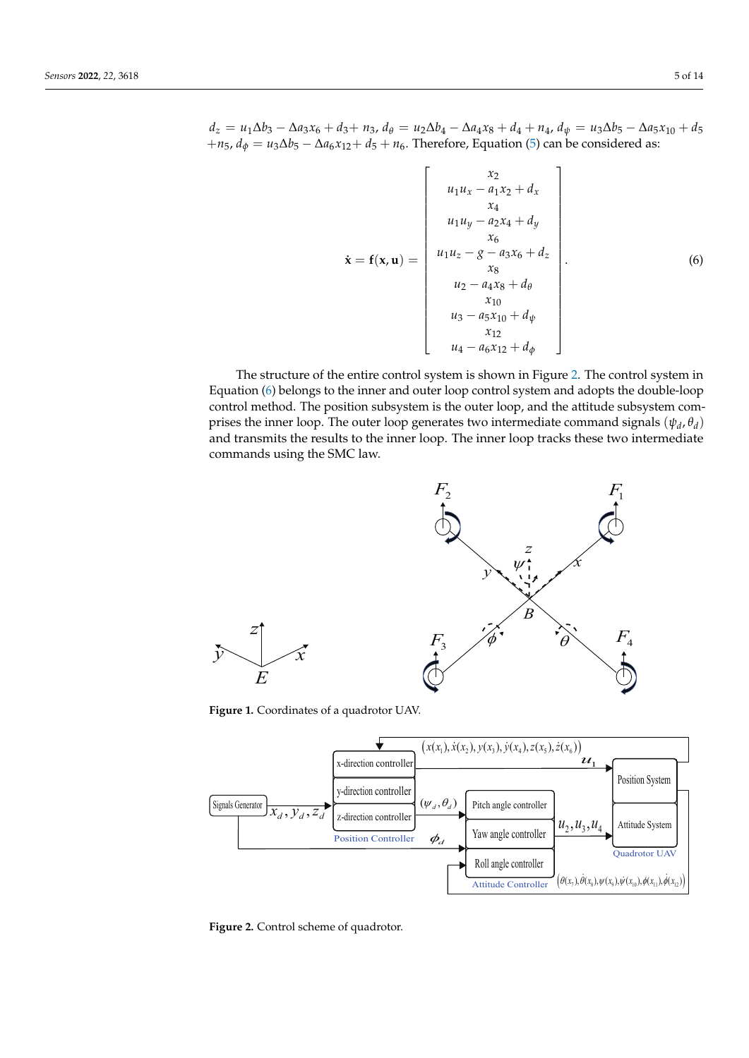$d_z = u_1\Delta b_3 - \Delta a_3 x_6 + d_3 + n_3$, $d_\theta = u_2\Delta b_4 - \Delta a_4 x_8 + d_4 + n_4$, $d_\psi = u_3\Delta b_5 - \Delta a_5 x_{10} + d_5 + n_5$, $d_\phi = u_3\Delta b_5 - \Delta a_6 x_{12} + d_5 + n_6$. Therefore, Equation (5) can be considered as:

$$\dot{\mathbf{x}} = \mathbf{f}(\mathbf{x}, \mathbf{u}) = \begin{bmatrix} x_2 \\ u_1 u_x - a_1 x_2 + d_x \\ x_4 \\ u_1 u_y - a_2 x_4 + d_y \\ x_6 \\ u_1 u_z - g - a_3 x_6 + d_z \\ x_8 \\ u_2 - a_4 x_8 + d_\theta \\ x_{10} \\ u_3 - a_5 x_{10} + d_\psi \\ x_{12} \\ u_4 - a_6 x_{12} + d_\phi \end{bmatrix}. \tag{6}$$

The structure of the entire control system is shown in Figure 2. The control system in Equation (6) belongs to the inner and outer loop control system and adopts the double-loop control method. The position subsystem is the outer loop, and the attitude subsystem comprises the inner loop. The outer loop generates two intermediate command signals $(\psi_d, \theta_d)$ and transmits the results to the inner loop. The inner loop tracks these two intermediate commands using the SMC law.

**Figure 1.** Coordinates of a quadrotor UAV.

**Figure 2.** Control scheme of quadrotor.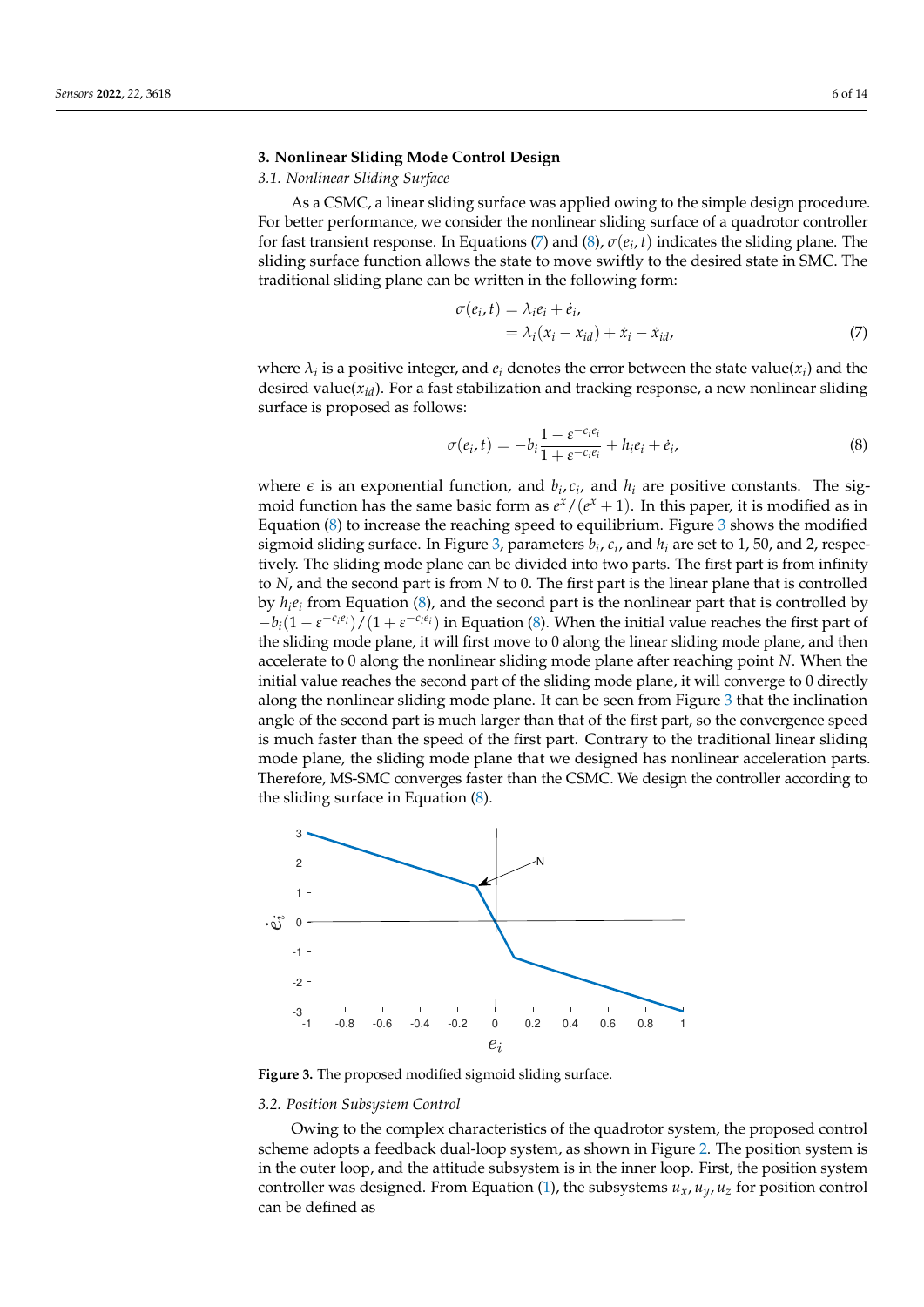## 3. Nonlinear Sliding Mode Control Design

### 3.1. Nonlinear Sliding Surface

As a CSMC, a linear sliding surface was applied owing to the simple design procedure. For better performance, we consider the nonlinear sliding surface of a quadrotor controller for fast transient response. In Equations (7) and (8), $\sigma(e_i, t)$ indicates the sliding plane. The sliding surface function allows the state to move swiftly to the desired state in SMC. The traditional sliding plane can be written in the following form:

$$\begin{aligned} \sigma(e_i, t) &= \lambda_i e_i + \dot{e}_i, \\ &= \lambda_i (x_i - x_{id}) + \dot{x}_i - \dot{x}_{id}, \end{aligned} \tag{7}$$

where $\lambda_i$ is a positive integer, and $e_i$ denotes the error between the state value($x_i$) and the desired value($x_{id}$). For a fast stabilization and tracking response, a new nonlinear sliding surface is proposed as follows:

$$\sigma(e_i, t) = -b_i \frac{1 - \varepsilon^{-c_i e_i}}{1 + \varepsilon^{-c_i e_i}} + h_i e_i + \dot{e}_i, \tag{8}$$

where $\epsilon$ is an exponential function, and $b_i, c_i$, and $h_i$ are positive constants. The sigmoid function has the same basic form as $e^x/(e^x + 1)$. In this paper, it is modified as in Equation (8) to increase the reaching speed to equilibrium. Figure 3 shows the modified sigmoid sliding surface. In Figure 3, parameters $b_i$, $c_i$, and $h_i$ are set to 1, 50, and 2, respectively. The sliding mode plane can be divided into two parts. The first part is from infinity to $N$, and the second part is from $N$ to 0. The first part is the linear plane that is controlled by $h_i e_i$ from Equation (8), and the second part is the nonlinear part that is controlled by $-b_i(1 - \varepsilon^{-c_i e_i})/(1 + \varepsilon^{-c_i e_i})$ in Equation (8). When the initial value reaches the first part of the sliding mode plane, it will first move to 0 along the linear sliding mode plane, and then accelerate to 0 along the nonlinear sliding mode plane after reaching point $N$. When the initial value reaches the second part of the sliding mode plane, it will converge to 0 directly along the nonlinear sliding mode plane. It can be seen from Figure 3 that the inclination angle of the second part is much larger than that of the first part, so the convergence speed is much faster than the speed of the first part. Contrary to the traditional linear sliding mode plane, the sliding mode plane that we designed has nonlinear acceleration parts. Therefore, MS-SMC converges faster than the CSMC. We design the controller according to the sliding surface in Equation (8).

**Figure 3.** The proposed modified sigmoid sliding surface.

### 3.2. Position Subsystem Control

Owing to the complex characteristics of the quadrotor system, the proposed control scheme adopts a feedback dual-loop system, as shown in Figure 2. The position system is in the outer loop, and the attitude subsystem is in the inner loop. First, the position system controller was designed. From Equation (1), the subsystems $u_x, u_y, u_z$ for position control can be defined as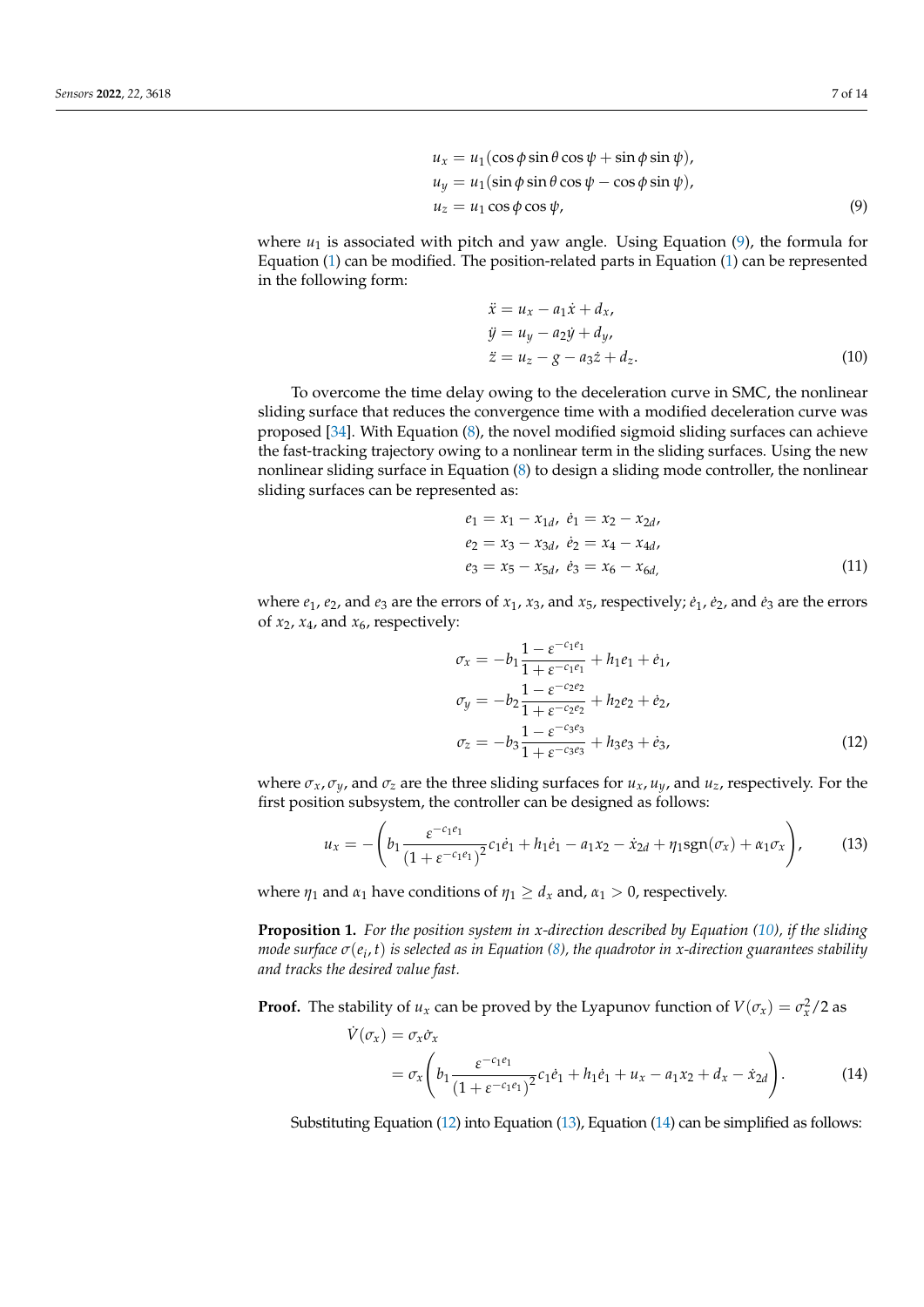$$
\begin{aligned}
u_x &= u_1(\cos\phi \sin\theta \cos\psi + \sin\phi \sin\psi), \\
u_y &= u_1(\sin\phi \sin\theta \cos\psi - \cos\phi \sin\psi), \\
u_z &= u_1 \cos\phi \cos\psi,
\end{aligned} \tag{9}
$$

where $u_1$ is associated with pitch and yaw angle. Using Equation (9), the formula for Equation (1) can be modified. The position-related parts in Equation (1) can be represented in the following form:

$$
\begin{aligned}
\ddot{x} &= u_x - a_1\dot{x} + d_x, \\
\ddot{y} &= u_y - a_2\dot{y} + d_y, \\
\ddot{z} &= u_z - g - a_3\dot{z} + d_z.
\end{aligned} \tag{10}
$$

To overcome the time delay owing to the deceleration curve in SMC, the nonlinear sliding surface that reduces the convergence time with a modified deceleration curve was proposed [34]. With Equation (8), the novel modified sigmoid sliding surfaces can achieve the fast-tracking trajectory owing to a nonlinear term in the sliding surfaces. Using the new nonlinear sliding surface in Equation (8) to design a sliding mode controller, the nonlinear sliding surfaces can be represented as:

$$
\begin{aligned}
e_1 &= x_1 - x_{1d},\ \dot{e}_1 = x_2 - x_{2d}, \\
e_2 &= x_3 - x_{3d},\ \dot{e}_2 = x_4 - x_{4d}, \\
e_3 &= x_5 - x_{5d},\ \dot{e}_3 = x_6 - x_{6d,}
\end{aligned} \tag{11}
$$

where $e_1$, $e_2$, and $e_3$ are the errors of $x_1$, $x_3$, and $x_5$, respectively; $\dot{e}_1$, $\dot{e}_2$, and $\dot{e}_3$ are the errors of $x_2$, $x_4$, and $x_6$, respectively:

$$
\begin{aligned}
\sigma_x &= -b_1\frac{1-\varepsilon^{-c_1e_1}}{1+\varepsilon^{-c_1e_1}} + h_1e_1 + \dot{e}_1, \\
\sigma_y &= -b_2\frac{1-\varepsilon^{-c_2e_2}}{1+\varepsilon^{-c_2e_2}} + h_2e_2 + \dot{e}_2, \\
\sigma_z &= -b_3\frac{1-\varepsilon^{-c_3e_3}}{1+\varepsilon^{-c_3e_3}} + h_3e_3 + \dot{e}_3,
\end{aligned} \tag{12}
$$

where $\sigma_x$, $\sigma_y$, and $\sigma_z$ are the three sliding surfaces for $u_x$, $u_y$, and $u_z$, respectively. For the first position subsystem, the controller can be designed as follows:

$$
u_x = -\left(b_1\frac{\varepsilon^{-c_1e_1}}{\left(1+\varepsilon^{-c_1e_1}\right)^2}c_1\dot{e}_1 + h_1\dot{e}_1 - a_1x_2 - \dot{x}_{2d} + \eta_1\mathrm{sgn}(\sigma_x) + \alpha_1\sigma_x\right), \tag{13}
$$

where $\eta_1$ and $\alpha_1$ have conditions of $\eta_1 \geq d_x$ and, $\alpha_1 > 0$, respectively.

**Proposition 1.** *For the position system in x-direction described by Equation (10), if the sliding mode surface $\sigma(e_i, t)$ is selected as in Equation (8), the quadrotor in x-direction guarantees stability and tracks the desired value fast.*

**Proof.** The stability of $u_x$ can be proved by the Lyapunov function of $V(\sigma_x) = \sigma_x^2/2$ as

$$
\begin{aligned}
\dot{V}(\sigma_x) &= \sigma_x\dot{\sigma}_x \\
&= \sigma_x\left(b_1\frac{\varepsilon^{-c_1e_1}}{\left(1+\varepsilon^{-c_1e_1}\right)^2}c_1\dot{e}_1 + h_1\dot{e}_1 + u_x - a_1x_2 + d_x - \dot{x}_{2d}\right).
\end{aligned} \tag{14}
$$

Substituting Equation (12) into Equation (13), Equation (14) can be simplified as follows: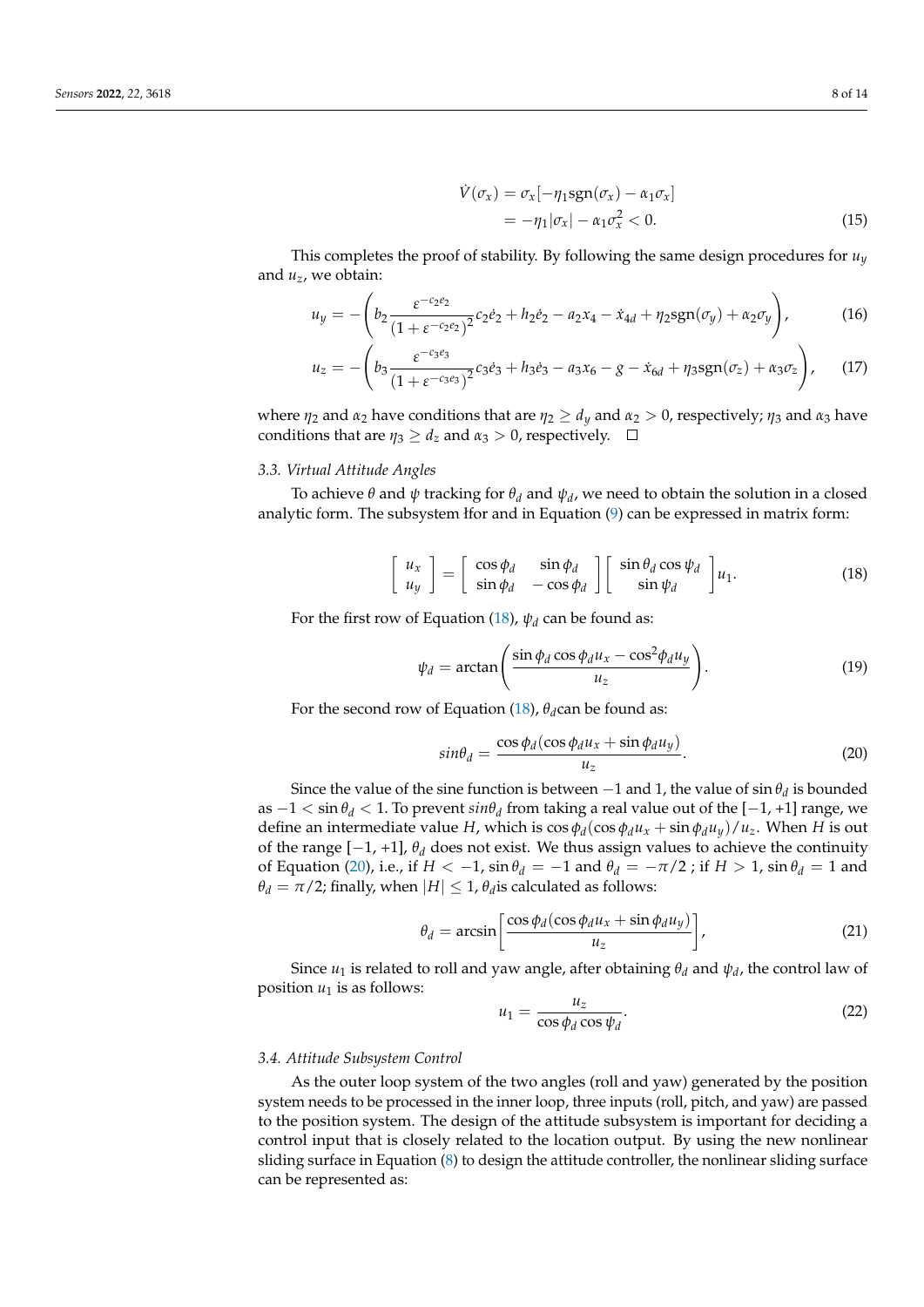$$
\begin{aligned}
\dot{V}(\sigma_x) &= \sigma_x[-\eta_1 \text{sgn}(\sigma_x) - \alpha_1 \sigma_x] \\
&= -\eta_1 |\sigma_x| - \alpha_1 \sigma_x^2 < 0.
\end{aligned} \tag{15}
$$

This completes the proof of stability. By following the same design procedures for $u_y$ and $u_z$, we obtain:

$$
u_y = -\left( b_2 \frac{\varepsilon^{-c_2 e_2}}{(1+\varepsilon^{-c_2 e_2})^2} c_2 \dot{e}_2 + h_2 \dot{e}_2 - a_2 x_4 - \dot{x}_{4d} + \eta_2 \text{sgn}(\sigma_y) + \alpha_2 \sigma_y \right), \tag{16}
$$

$$
u_z = -\left( b_3 \frac{\varepsilon^{-c_3 e_3}}{(1+\varepsilon^{-c_3 e_3})^2} c_3 \dot{e}_3 + h_3 \dot{e}_3 - a_3 x_6 - g - \dot{x}_{6d} + \eta_3 \text{sgn}(\sigma_z) + \alpha_3 \sigma_z \right), \tag{17}
$$

where $\eta_2$ and $\alpha_2$ have conditions that are $\eta_2 \geq d_y$ and $\alpha_2 > 0$, respectively; $\eta_3$ and $\alpha_3$ have conditions that are $\eta_3 \geq d_z$ and $\alpha_3 > 0$, respectively. □

### *3.3. Virtual Attitude Angles*

To achieve $\theta$ and $\psi$ tracking for $\theta_d$ and $\psi_d$, we need to obtain the solution in a closed analytic form. The subsystem łfor and in Equation (9) can be expressed in matrix form:

$$
\begin{bmatrix} u_x \\ u_y \end{bmatrix} = \begin{bmatrix} \cos\phi_d & \sin\phi_d \\ \sin\phi_d & -\cos\phi_d \end{bmatrix} \begin{bmatrix} \sin\theta_d \cos\psi_d \\ \sin\psi_d \end{bmatrix} u_1. \tag{18}
$$

For the first row of Equation (18), $\psi_d$ can be found as:

$$
\psi_d = \arctan\left( \frac{\sin\phi_d \cos\phi_d u_x - \cos^2\phi_d u_y}{u_z} \right). \tag{19}
$$

For the second row of Equation (18), $\theta_d$can be found as:

$$
sin\theta_d = \frac{\cos\phi_d(\cos\phi_d u_x + \sin\phi_d u_y)}{u_z}. \tag{20}
$$

Since the value of the sine function is between $-1$ and 1, the value of $\sin\theta_d$ is bounded as $-1 < \sin\theta_d < 1$. To prevent $sin\theta_d$ from taking a real value out of the $[-1, +1]$ range, we define an intermediate value $H$, which is $\cos\phi_d(\cos\phi_d u_x + \sin\phi_d u_y)/u_z$. When $H$ is out of the range $[-1, +1]$, $\theta_d$ does not exist. We thus assign values to achieve the continuity of Equation (20), i.e., if $H < -1$, $\sin\theta_d = -1$ and $\theta_d = -\pi/2$ ; if $H > 1$, $\sin\theta_d = 1$ and $\theta_d = \pi/2$; finally, when $|H| \leq 1$, $\theta_d$is calculated as follows:

$$
\theta_d = \arcsin\left[ \frac{\cos\phi_d(\cos\phi_d u_x + \sin\phi_d u_y)}{u_z} \right], \tag{21}
$$

Since $u_1$ is related to roll and yaw angle, after obtaining $\theta_d$ and $\psi_d$, the control law of position $u_1$ is as follows:

$$
u_1 = \frac{u_z}{\cos\phi_d \cos\psi_d}. \tag{22}
$$

### *3.4. Attitude Subsystem Control*

As the outer loop system of the two angles (roll and yaw) generated by the position system needs to be processed in the inner loop, three inputs (roll, pitch, and yaw) are passed to the position system. The design of the attitude subsystem is important for deciding a control input that is closely related to the location output. By using the new nonlinear sliding surface in Equation (8) to design the attitude controller, the nonlinear sliding surface can be represented as: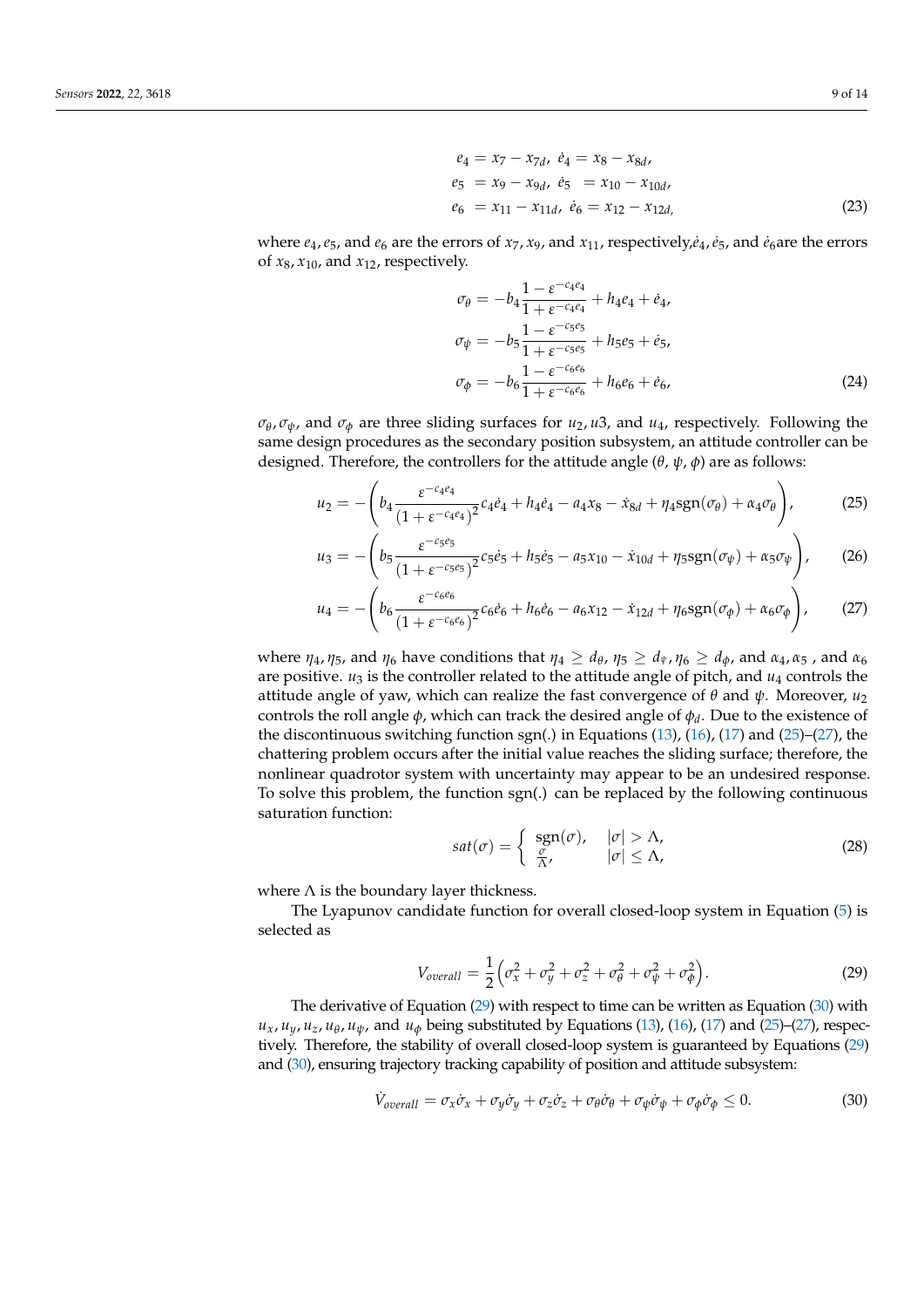$$
\begin{aligned}
e_4 &= x_7 - x_{7d},\ \dot{e}_4 = x_8 - x_{8d}, \\
e_5 &= x_9 - x_{9d},\ \dot{e}_5 = x_{10} - x_{10d}, \\
e_6 &= x_{11} - x_{11d},\ \dot{e}_6 = x_{12} - x_{12d,}
\end{aligned} \tag{23}
$$

where $e_4, e_5$, and $e_6$ are the errors of $x_7, x_9$, and $x_{11}$, respectively,$\dot{e}_4, \dot{e}_5$, and $\dot{e}_6$are the errors of $x_8, x_{10}$, and $x_{12}$, respectively.

$$
\begin{aligned}
\sigma_\theta &= -b_4 \frac{1 - \varepsilon^{-c_4 e_4}}{1 + \varepsilon^{-c_4 e_4}} + h_4 e_4 + \dot{e}_4, \\
\sigma_\psi &= -b_5 \frac{1 - \varepsilon^{-c_5 e_5}}{1 + \varepsilon^{-c_5 e_5}} + h_5 e_5 + \dot{e}_5, \\
\sigma_\phi &= -b_6 \frac{1 - \varepsilon^{-c_6 e_6}}{1 + \varepsilon^{-c_6 e_6}} + h_6 e_6 + \dot{e}_6,
\end{aligned} \tag{24}
$$

$\sigma_\theta, \sigma_\psi$, and $\sigma_\phi$ are three sliding surfaces for $u_2, u3$, and $u_4$, respectively. Following the same design procedures as the secondary position subsystem, an attitude controller can be designed. Therefore, the controllers for the attitude angle ($\theta$, $\psi$, $\phi$) are as follows:

$$
u_2 = -\left( b_4 \frac{\varepsilon^{-c_4 e_4}}{(1 + \varepsilon^{-c_4 e_4})^2} c_4 \dot{e}_4 + h_4 \dot{e}_4 - a_4 x_8 - \dot{x}_{8d} + \eta_4 \mathrm{sgn}(\sigma_\theta) + \alpha_4 \sigma_\theta \right), \tag{25}
$$

$$
u_3 = -\left( b_5 \frac{\varepsilon^{-c_5 e_5}}{(1 + \varepsilon^{-c_5 e_5})^2} c_5 \dot{e}_5 + h_5 \dot{e}_5 - a_5 x_{10} - \dot{x}_{10d} + \eta_5 \mathrm{sgn}(\sigma_\psi) + \alpha_5 \sigma_\psi \right), \tag{26}
$$

$$
u_4 = -\left( b_6 \frac{\varepsilon^{-c_6 e_6}}{(1 + \varepsilon^{-c_6 e_6})^2} c_6 \dot{e}_6 + h_6 \dot{e}_6 - a_6 x_{12} - \dot{x}_{12d} + \eta_6 \mathrm{sgn}(\sigma_\phi) + \alpha_6 \sigma_\phi \right), \tag{27}
$$

where $\eta_4, \eta_5$, and $\eta_6$ have conditions that $\eta_4 \geq d_\theta$, $\eta_5 \geq d_\psi$, $\eta_6 \geq d_\phi$, and $\alpha_4, \alpha_5$ , and $\alpha_6$ are positive. $u_3$ is the controller related to the attitude angle of pitch, and $u_4$ controls the attitude angle of yaw, which can realize the fast convergence of $\theta$ and $\psi$. Moreover, $u_2$ controls the roll angle $\phi$, which can track the desired angle of $\phi_d$. Due to the existence of the discontinuous switching function sgn(.) in Equations (13), (16), (17) and (25)–(27), the chattering problem occurs after the initial value reaches the sliding surface; therefore, the nonlinear quadrotor system with uncertainty may appear to be an undesired response. To solve this problem, the function sgn(.) can be replaced by the following continuous saturation function:

$$
sat(\sigma) = \begin{cases} \mathrm{sgn}(\sigma), & |\sigma| > \Lambda, \\ \frac{\sigma}{\Lambda}, & |\sigma| \leq \Lambda, \end{cases} \tag{28}
$$

where $\Lambda$ is the boundary layer thickness.

The Lyapunov candidate function for overall closed-loop system in Equation (5) is selected as

$$
V_{overall} = \frac{1}{2}\left( \sigma_x^2 + \sigma_y^2 + \sigma_z^2 + \sigma_\theta^2 + \sigma_\psi^2 + \sigma_\phi^2 \right). \tag{29}
$$

The derivative of Equation (29) with respect to time can be written as Equation (30) with $u_x, u_y, u_z, u_\theta, u_\psi$, and $u_\phi$ being substituted by Equations (13), (16), (17) and (25)–(27), respectively. Therefore, the stability of overall closed-loop system is guaranteed by Equations (29) and (30), ensuring trajectory tracking capability of position and attitude subsystem:

$$
\dot{V}_{overall} = \sigma_x \dot{\sigma}_x + \sigma_y \dot{\sigma}_y + \sigma_z \dot{\sigma}_z + \sigma_\theta \dot{\sigma}_\theta + \sigma_\psi \dot{\sigma}_\psi + \sigma_\phi \dot{\sigma}_\phi \leq 0. \tag{30}
$$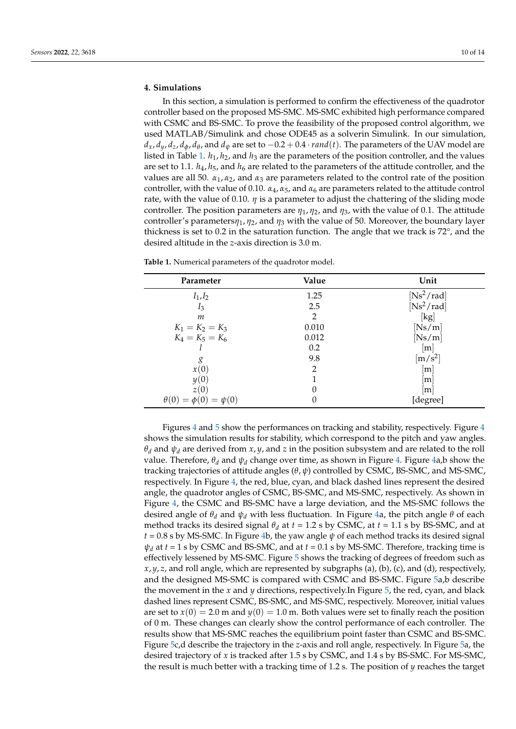## 4. Simulations

In this section, a simulation is performed to confirm the effectiveness of the quadrotor controller based on the proposed MS-SMC. MS-SMC exhibited high performance compared with CSMC and BS-SMC. To prove the feasibility of the proposed control algorithm, we used MATLAB/Simulink and chose ODE45 as a solverin Simulink. In our simulation, $d_x, d_y, d_z, d_\phi, d_\theta$, and $d_\psi$ are set to $-0.2 + 0.4 \cdot rand(t)$. The parameters of the UAV model are listed in Table 1. $h_1, h_2$, and $h_3$ are the parameters of the position controller, and the values are set to 1.1. $h_4, h_5$, and $h_6$ are related to the parameters of the attitude controller, and the values are all 50. $\alpha_1, \alpha_2$, and $\alpha_3$ are parameters related to the control rate of the position controller, with the value of 0.10. $\alpha_4, \alpha_5$, and $\alpha_6$ are parameters related to the attitude control rate, with the value of 0.10. $\eta$ is a parameter to adjust the chattering of the sliding mode controller. The position parameters are $\eta_1, \eta_2$, and $\eta_3$, with the value of 0.1. The attitude controller's parameters$\eta_1, \eta_2$, and $\eta_3$ with the value of 50. Moreover, the boundary layer thickness is set to 0.2 in the saturation function. The angle that we track is 72°, and the desired altitude in the $z$-axis direction is 3.0 m.

**Table 1.** Numerical parameters of the quadrotor model.

| Parameter | Value | Unit |
|---|---|---|
| $I_1, I_2$ | 1.25 | $[\mathrm{Ns^2/rad}]$ |
| $I_3$ | 2.5 | $[\mathrm{Ns^2/rad}]$ |
| $m$ | 2 | [kg] |
| $K_1 = K_2 = K_3$ | 0.010 | [Ns/m] |
| $K_4 = K_5 = K_6$ | 0.012 | [Ns/m] |
| $l$ | 0.2 | [m] |
| $g$ | 9.8 | $[\mathrm{m/s^2}]$ |
| $x(0)$ | 2 | [m] |
| $y(0)$ | 1 | [m] |
| $z(0)$ | 0 | [m] |
| $\theta(0) = \phi(0) = \psi(0)$ | 0 | [degree] |

Figures 4 and 5 show the performances on tracking and stability, respectively. Figure 4 shows the simulation results for stability, which correspond to the pitch and yaw angles. $\theta_d$ and $\psi_d$ are derived from $x, y$, and $z$ in the position subsystem and are related to the roll value. Therefore, $\theta_d$ and $\psi_d$ change over time, as shown in Figure 4. Figure 4a,b show the tracking trajectories of attitude angles ($\theta, \psi$) controlled by CSMC, BS-SMC, and MS-SMC, respectively. In Figure 4, the red, blue, cyan, and black dashed lines represent the desired angle, the quadrotor angles of CSMC, BS-SMC, and MS-SMC, respectively. As shown in Figure 4, the CSMC and BS-SMC have a large deviation, and the MS-SMC follows the desired angle of $\theta_d$ and $\psi_d$ with less fluctuation. In Figure 4a, the pitch angle $\theta$ of each method tracks its desired signal $\theta_d$ at $t$ = 1.2 s by CSMC, at $t$ = 1.1 s by BS-SMC, and at $t$ = 0.8 s by MS-SMC. In Figure 4b, the yaw angle $\psi$ of each method tracks its desired signal $\psi_d$ at $t$ = 1 s by CSMC and BS-SMC, and at $t$ = 0.1 s by MS-SMC. Therefore, tracking time is effectively lessened by MS-SMC. Figure 5 shows the tracking of degrees of freedom such as $x, y, z$, and roll angle, which are represented by subgraphs (a), (b), (c), and (d), respectively, and the designed MS-SMC is compared with CSMC and BS-SMC. Figure 5a,b describe the movement in the $x$ and $y$ directions, respectively.In Figure 5, the red, cyan, and black dashed lines represent CSMC, BS-SMC, and MS-SMC, respectively. Moreover, initial values are set to $x(0) = 2.0$ m and $y(0) = 1.0$ m. Both values were set to finally reach the position of 0 m. These changes can clearly show the control performance of each controller. The results show that MS-SMC reaches the equilibrium point faster than CSMC and BS-SMC. Figure 5c,d describe the trajectory in the $z$-axis and roll angle, respectively. In Figure 5a, the desired trajectory of $x$ is tracked after 1.5 s by CSMC, and 1.4 s by BS-SMC. For MS-SMC, the result is much better with a tracking time of 1.2 s. The position of $y$ reaches the target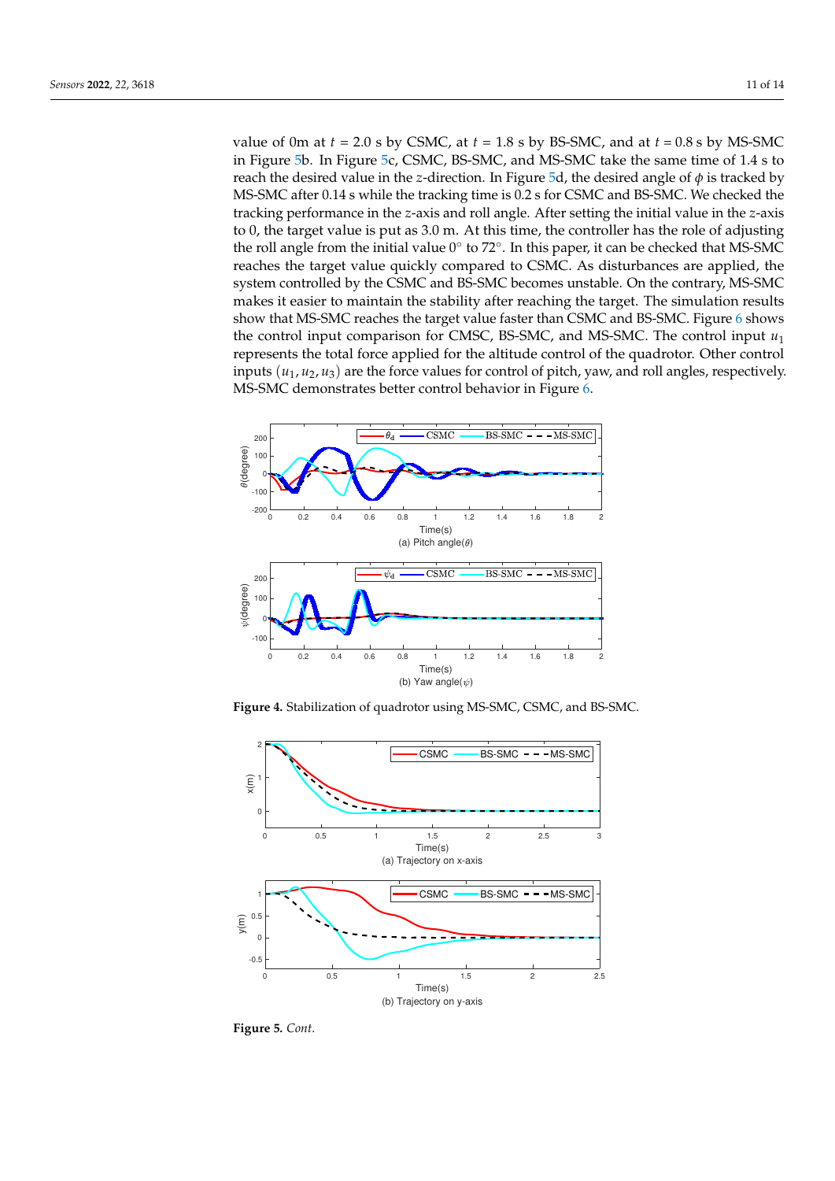value of 0m at $t$ = 2.0 s by CSMC, at $t$ = 1.8 s by BS-SMC, and at $t$ = 0.8 s by MS-SMC in Figure 5b. In Figure 5c, CSMC, BS-SMC, and MS-SMC take the same time of 1.4 s to reach the desired value in the $z$-direction. In Figure 5d, the desired angle of $\phi$ is tracked by MS-SMC after 0.14 s while the tracking time is 0.2 s for CSMC and BS-SMC. We checked the tracking performance in the $z$-axis and roll angle. After setting the initial value in the $z$-axis to 0, the target value is put as 3.0 m. At this time, the controller has the role of adjusting the roll angle from the initial value 0° to 72°. In this paper, it can be checked that MS-SMC reaches the target value quickly compared to CSMC. As disturbances are applied, the system controlled by the CSMC and BS-SMC becomes unstable. On the contrary, MS-SMC makes it easier to maintain the stability after reaching the target. The simulation results show that MS-SMC reaches the target value faster than CSMC and BS-SMC. Figure 6 shows the control input comparison for CMSC, BS-SMC, and MS-SMC. The control input $u_1$ represents the total force applied for the altitude control of the quadrotor. Other control inputs $(u_1, u_2, u_3)$ are the force values for control of pitch, yaw, and roll angles, respectively. MS-SMC demonstrates better control behavior in Figure 6.

(a) Pitch angle($\theta$)

(b) Yaw angle($\psi$)

**Figure 4.** Stabilization of quadrotor using MS-SMC, CSMC, and BS-SMC.

(a) Trajectory on x-axis

(b) Trajectory on y-axis

**Figure 5.** *Cont.*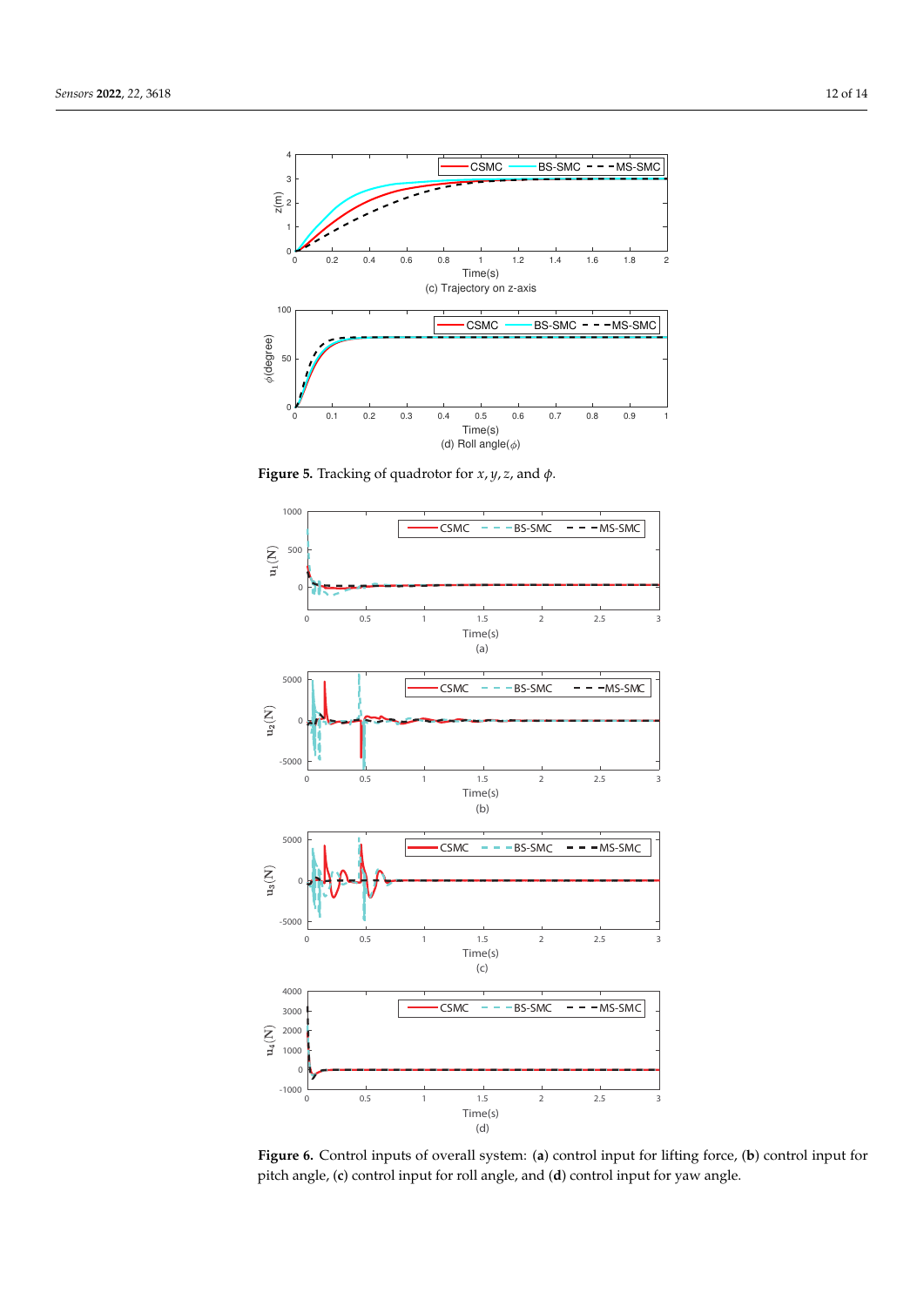**Figure 5.** Tracking of quadrotor for $x, y, z$, and $\phi$.

**Figure 6.** Control inputs of overall system: (**a**) control input for lifting force, (**b**) control input for pitch angle, (**c**) control input for roll angle, and (**d**) control input for yaw angle.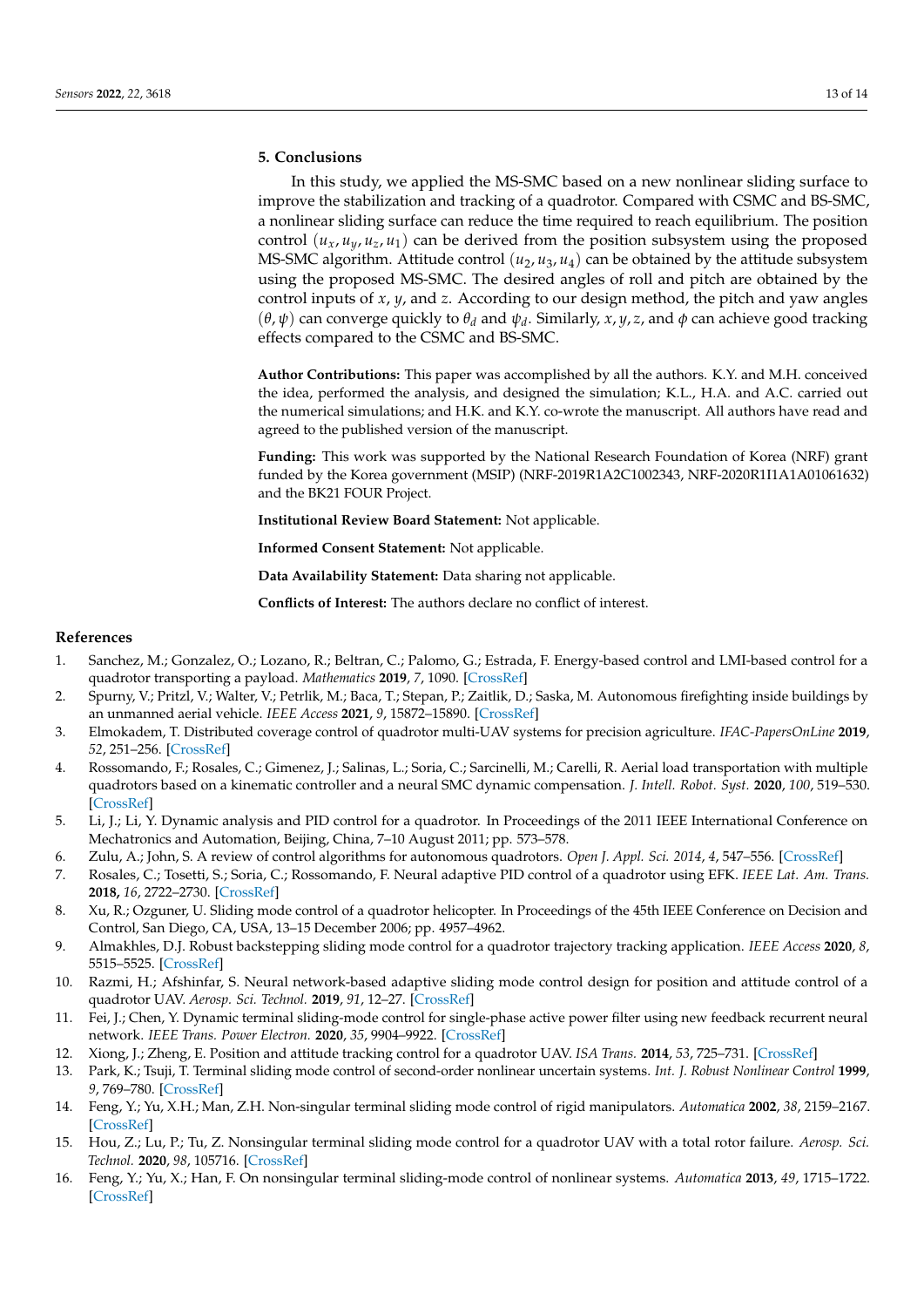## 5. Conclusions

In this study, we applied the MS-SMC based on a new nonlinear sliding surface to improve the stabilization and tracking of a quadrotor. Compared with CSMC and BS-SMC, a nonlinear sliding surface can reduce the time required to reach equilibrium. The position control $(u_x, u_y, u_z, u_1)$ can be derived from the position subsystem using the proposed MS-SMC algorithm. Attitude control $(u_2, u_3, u_4)$ can be obtained by the attitude subsystem using the proposed MS-SMC. The desired angles of roll and pitch are obtained by the control inputs of $x$, $y$, and $z$. According to our design method, the pitch and yaw angles $(\theta, \psi)$ can converge quickly to $\theta_d$ and $\psi_d$. Similarly, $x, y, z$, and $\phi$ can achieve good tracking effects compared to the CSMC and BS-SMC.

**Author Contributions:** This paper was accomplished by all the authors. K.Y. and M.H. conceived the idea, performed the analysis, and designed the simulation; K.L., H.A. and A.C. carried out the numerical simulations; and H.K. and K.Y. co-wrote the manuscript. All authors have read and agreed to the published version of the manuscript.

**Funding:** This work was supported by the National Research Foundation of Korea (NRF) grant funded by the Korea government (MSIP) (NRF-2019R1A2C1002343, NRF-2020R1I1A1A01061632) and the BK21 FOUR Project.

**Institutional Review Board Statement:** Not applicable.

**Informed Consent Statement:** Not applicable.

**Data Availability Statement:** Data sharing not applicable.

**Conflicts of Interest:** The authors declare no conflict of interest.

## References

1. Sanchez, M.; Gonzalez, O.; Lozano, R.; Beltran, C.; Palomo, G.; Estrada, F. Energy-based control and LMI-based control for a quadrotor transporting a payload. *Mathematics* **2019**, *7*, 1090. [CrossRef]
2. Spurny, V.; Pritzl, V.; Walter, V.; Petrlik, M.; Baca, T.; Stepan, P.; Zaitlik, D.; Saska, M. Autonomous firefighting inside buildings by an unmanned aerial vehicle. *IEEE Access* **2021**, *9*, 15872–15890. [CrossRef]
3. Elmokadem, T. Distributed coverage control of quadrotor multi-UAV systems for precision agriculture. *IFAC-PapersOnLine* **2019**, *52*, 251–256. [CrossRef]
4. Rossomando, F.; Rosales, C.; Gimenez, J.; Salinas, L.; Soria, C.; Sarcinelli, M.; Carelli, R. Aerial load transportation with multiple quadrotors based on a kinematic controller and a neural SMC dynamic compensation. *J. Intell. Robot. Syst.* **2020**, *100*, 519–530. [CrossRef]
5. Li, J.; Li, Y. Dynamic analysis and PID control for a quadrotor. In Proceedings of the 2011 IEEE International Conference on Mechatronics and Automation, Beijing, China, 7–10 August 2011; pp. 573–578.
6. Zulu, A.; John, S. A review of control algorithms for autonomous quadrotors. *Open J. Appl. Sci. 2014*, *4*, 547–556. [CrossRef]
7. Rosales, C.; Tosetti, S.; Soria, C.; Rossomando, F. Neural adaptive PID control of a quadrotor using EFK. *IEEE Lat. Am. Trans.* **2018,** *16*, 2722–2730. [CrossRef]
8. Xu, R.; Ozguner, U. Sliding mode control of a quadrotor helicopter. In Proceedings of the 45th IEEE Conference on Decision and Control, San Diego, CA, USA, 13–15 December 2006; pp. 4957–4962.
9. Almakhles, D.J. Robust backstepping sliding mode control for a quadrotor trajectory tracking application. *IEEE Access* **2020**, *8*, 5515–5525. [CrossRef]
10. Razmi, H.; Afshinfar, S. Neural network-based adaptive sliding mode control design for position and attitude control of a quadrotor UAV. *Aerosp. Sci. Technol.* **2019**, *91*, 12–27. [CrossRef]
11. Fei, J.; Chen, Y. Dynamic terminal sliding-mode control for single-phase active power filter using new feedback recurrent neural network. *IEEE Trans. Power Electron.* **2020**, *35*, 9904–9922. [CrossRef]
12. Xiong, J.; Zheng, E. Position and attitude tracking control for a quadrotor UAV. *ISA Trans.* **2014**, *53*, 725–731. [CrossRef]
13. Park, K.; Tsuji, T. Terminal sliding mode control of second-order nonlinear uncertain systems. *Int. J. Robust Nonlinear Control* **1999**, *9*, 769–780. [CrossRef]
14. Feng, Y.; Yu, X.H.; Man, Z.H. Non-singular terminal sliding mode control of rigid manipulators. *Automatica* **2002**, *38*, 2159–2167. [CrossRef]
15. Hou, Z.; Lu, P.; Tu, Z. Nonsingular terminal sliding mode control for a quadrotor UAV with a total rotor failure. *Aerosp. Sci. Technol.* **2020**, *98*, 105716. [CrossRef]
16. Feng, Y.; Yu, X.; Han, F. On nonsingular terminal sliding-mode control of nonlinear systems. *Automatica* **2013**, *49*, 1715–1722. [CrossRef]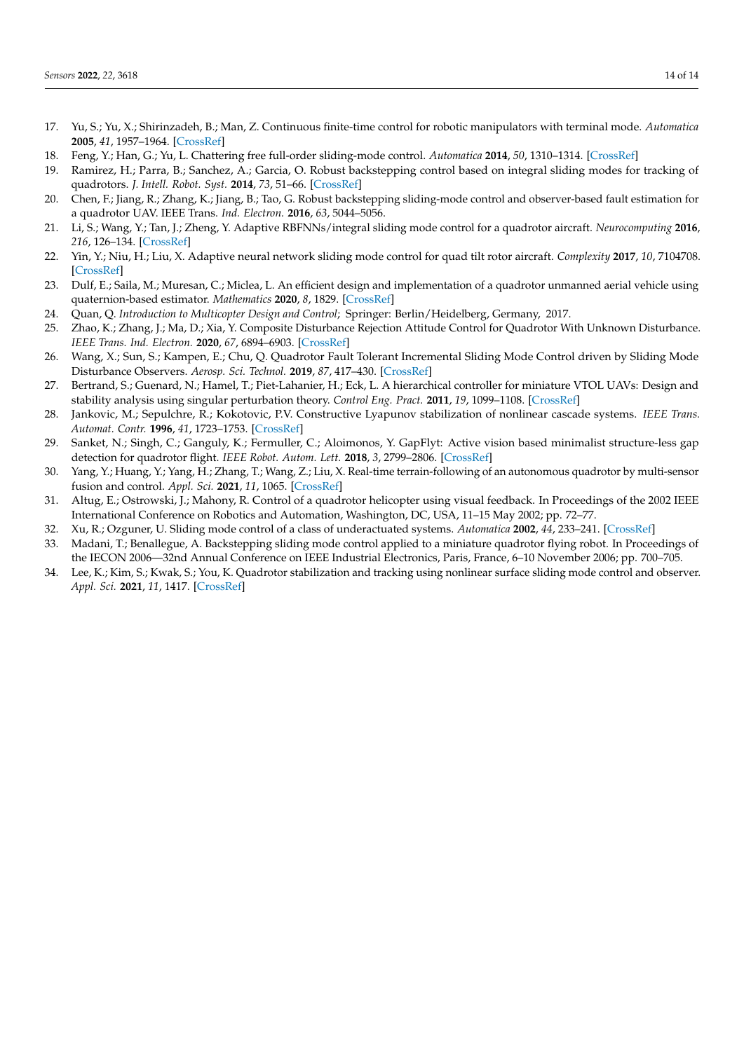17. Yu, S.; Yu, X.; Shirinzadeh, B.; Man, Z. Continuous finite-time control for robotic manipulators with terminal mode. *Automatica* **2005**, *41*, 1957–1964. [CrossRef]
18. Feng, Y.; Han, G.; Yu, L. Chattering free full-order sliding-mode control. *Automatica* **2014**, *50*, 1310–1314. [CrossRef]
19. Ramirez, H.; Parra, B.; Sanchez, A.; Garcia, O. Robust backstepping control based on integral sliding modes for tracking of quadrotors. *J. Intell. Robot. Syst.* **2014**, *73*, 51–66. [CrossRef]
20. Chen, F.; Jiang, R.; Zhang, K.; Jiang, B.; Tao, G. Robust backstepping sliding-mode control and observer-based fault estimation for a quadrotor UAV. IEEE Trans. *Ind. Electron.* **2016**, *63*, 5044–5056.
21. Li, S.; Wang, Y.; Tan, J.; Zheng, Y. Adaptive RBFNNs/integral sliding mode control for a quadrotor aircraft. *Neurocomputing* **2016**, *216*, 126–134. [CrossRef]
22. Yin, Y.; Niu, H.; Liu, X. Adaptive neural network sliding mode control for quad tilt rotor aircraft. *Complexity* **2017**, *10*, 7104708. [CrossRef]
23. Dulf, E.; Saila, M.; Muresan, C.; Miclea, L. An efficient design and implementation of a quadrotor unmanned aerial vehicle using quaternion-based estimator. *Mathematics* **2020**, *8*, 1829. [CrossRef]
24. Quan, Q. *Introduction to Multicopter Design and Control*; Springer: Berlin/Heidelberg, Germany, 2017.
25. Zhao, K.; Zhang, J.; Ma, D.; Xia, Y. Composite Disturbance Rejection Attitude Control for Quadrotor With Unknown Disturbance. *IEEE Trans. Ind. Electron.* **2020**, *67*, 6894–6903. [CrossRef]
26. Wang, X.; Sun, S.; Kampen, E.; Chu, Q. Quadrotor Fault Tolerant Incremental Sliding Mode Control driven by Sliding Mode Disturbance Observers. *Aerosp. Sci. Technol.* **2019**, *87*, 417–430. [CrossRef]
27. Bertrand, S.; Guenard, N.; Hamel, T.; Piet-Lahanier, H.; Eck, L. A hierarchical controller for miniature VTOL UAVs: Design and stability analysis using singular perturbation theory. *Control Eng. Pract.* **2011**, *19*, 1099–1108. [CrossRef]
28. Jankovic, M.; Sepulchre, R.; Kokotovic, P.V. Constructive Lyapunov stabilization of nonlinear cascade systems. *IEEE Trans. Automat. Contr.* **1996**, *41*, 1723–1753. [CrossRef]
29. Sanket, N.; Singh, C.; Ganguly, K.; Fermuller, C.; Aloimonos, Y. GapFlyt: Active vision based minimalist structure-less gap detection for quadrotor flight. *IEEE Robot. Autom. Lett.* **2018**, *3*, 2799–2806. [CrossRef]
30. Yang, Y.; Huang, Y.; Yang, H.; Zhang, T.; Wang, Z.; Liu, X. Real-time terrain-following of an autonomous quadrotor by multi-sensor fusion and control. *Appl. Sci.* **2021**, *11*, 1065. [CrossRef]
31. Altug, E.; Ostrowski, J.; Mahony, R. Control of a quadrotor helicopter using visual feedback. In Proceedings of the 2002 IEEE International Conference on Robotics and Automation, Washington, DC, USA, 11–15 May 2002; pp. 72–77.
32. Xu, R.; Ozguner, U. Sliding mode control of a class of underactuated systems. *Automatica* **2002**, *44*, 233–241. [CrossRef]
33. Madani, T.; Benallegue, A. Backstepping sliding mode control applied to a miniature quadrotor flying robot. In Proceedings of the IECON 2006—32nd Annual Conference on IEEE Industrial Electronics, Paris, France, 6–10 November 2006; pp. 700–705.
34. Lee, K.; Kim, S.; Kwak, S.; You, K. Quadrotor stabilization and tracking using nonlinear surface sliding mode control and observer. *Appl. Sci.* **2021**, *11*, 1417. [CrossRef]